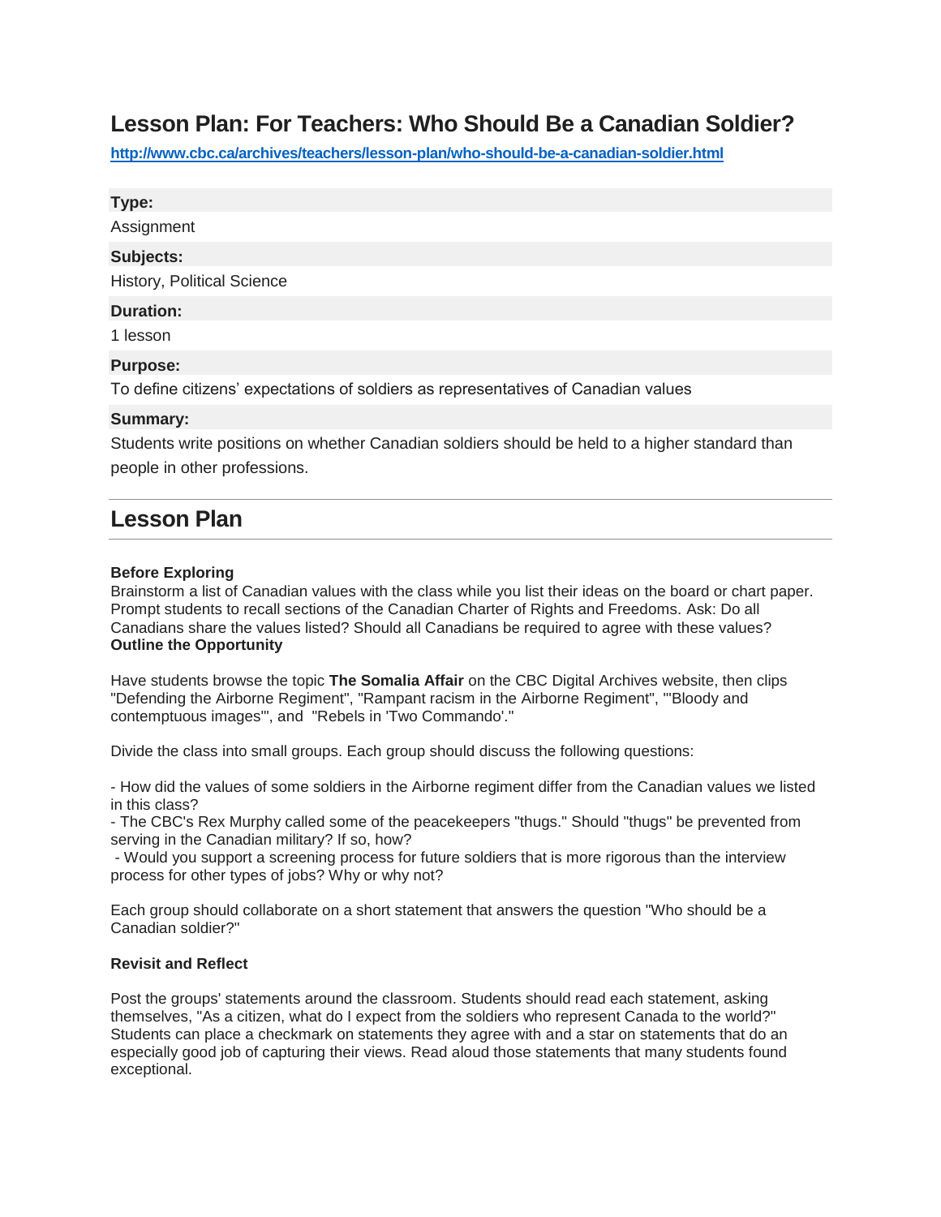# Lesson Plan: For Teachers: Who Should Be a Canadian Soldier?

http://www.cbc.ca/archives/teachers/lesson-plan/who-should-be-a-canadian-soldier.html

**Type:**

Assignment

**Subjects:**

History, Political Science

**Duration:**

1 lesson

**Purpose:**

To define citizens' expectations of soldiers as representatives of Canadian values

**Summary:**

Students write positions on whether Canadian soldiers should be held to a higher standard than people in other professions.

## Lesson Plan

**Before Exploring**

Brainstorm a list of Canadian values with the class while you list their ideas on the board or chart paper. Prompt students to recall sections of the Canadian Charter of Rights and Freedoms. Ask: Do all Canadians share the values listed? Should all Canadians be required to agree with these values?

**Outline the Opportunity**

Have students browse the topic **The Somalia Affair** on the CBC Digital Archives website, then clips "Defending the Airborne Regiment", "Rampant racism in the Airborne Regiment", "'Bloody and contemptuous images'", and "Rebels in 'Two Commando'."

Divide the class into small groups. Each group should discuss the following questions:

- How did the values of some soldiers in the Airborne regiment differ from the Canadian values we listed in this class?
- The CBC's Rex Murphy called some of the peacekeepers "thugs." Should "thugs" be prevented from serving in the Canadian military? If so, how?
- Would you support a screening process for future soldiers that is more rigorous than the interview process for other types of jobs? Why or why not?

Each group should collaborate on a short statement that answers the question "Who should be a Canadian soldier?"

**Revisit and Reflect**

Post the groups' statements around the classroom. Students should read each statement, asking themselves, "As a citizen, what do I expect from the soldiers who represent Canada to the world?" Students can place a checkmark on statements they agree with and a star on statements that do an especially good job of capturing their views. Read aloud those statements that many students found exceptional.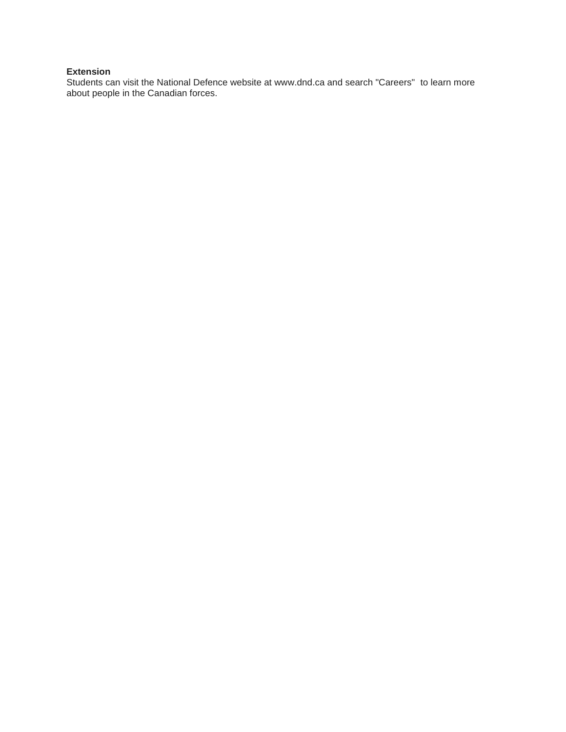**Extension**

Students can visit the National Defence website at www.dnd.ca and search "Careers" to learn more about people in the Canadian forces.